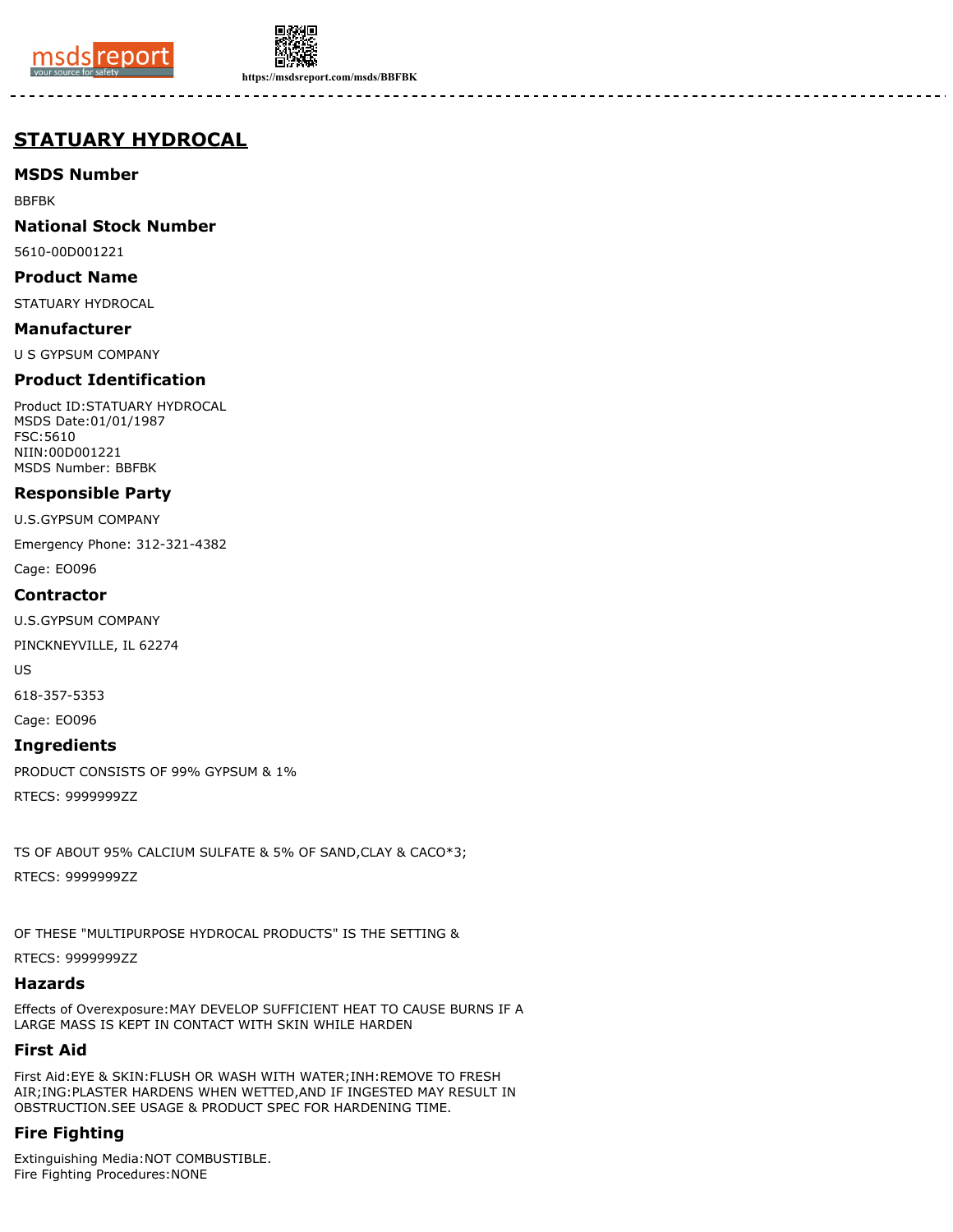# STATUARY HYDROCAL

## MSDS Number

BBFBK

## National Stock Number

5610-00D001221

## Product Name

STATUARY HYDROCAL

## Manufacturer

U S GYPSUM COMPANY

## Product Identification

Product ID:STATUARY HYDROCAL
MSDS Date:01/01/1987
FSC:5610
NIIN:00D001221
MSDS Number: BBFBK

## Responsible Party

U.S.GYPSUM COMPANY

Emergency Phone: 312-321-4382

Cage: EO096

## Contractor

U.S.GYPSUM COMPANY

PINCKNEYVILLE, IL 62274

US

618-357-5353

Cage: EO096

## Ingredients

PRODUCT CONSISTS OF 99% GYPSUM & 1%

RTECS: 9999999ZZ

TS OF ABOUT 95% CALCIUM SULFATE & 5% OF SAND,CLAY & CACO*3;

RTECS: 9999999ZZ

OF THESE "MULTIPURPOSE HYDROCAL PRODUCTS" IS THE SETTING &

RTECS: 9999999ZZ

## Hazards

Effects of Overexposure:MAY DEVELOP SUFFICIENT HEAT TO CAUSE BURNS IF A LARGE MASS IS KEPT IN CONTACT WITH SKIN WHILE HARDEN

## First Aid

First Aid:EYE & SKIN:FLUSH OR WASH WITH WATER;INH:REMOVE TO FRESH AIR;ING:PLASTER HARDENS WHEN WETTED,AND IF INGESTED MAY RESULT IN OBSTRUCTION.SEE USAGE & PRODUCT SPEC FOR HARDENING TIME.

## Fire Fighting

Extinguishing Media:NOT COMBUSTIBLE.
Fire Fighting Procedures:NONE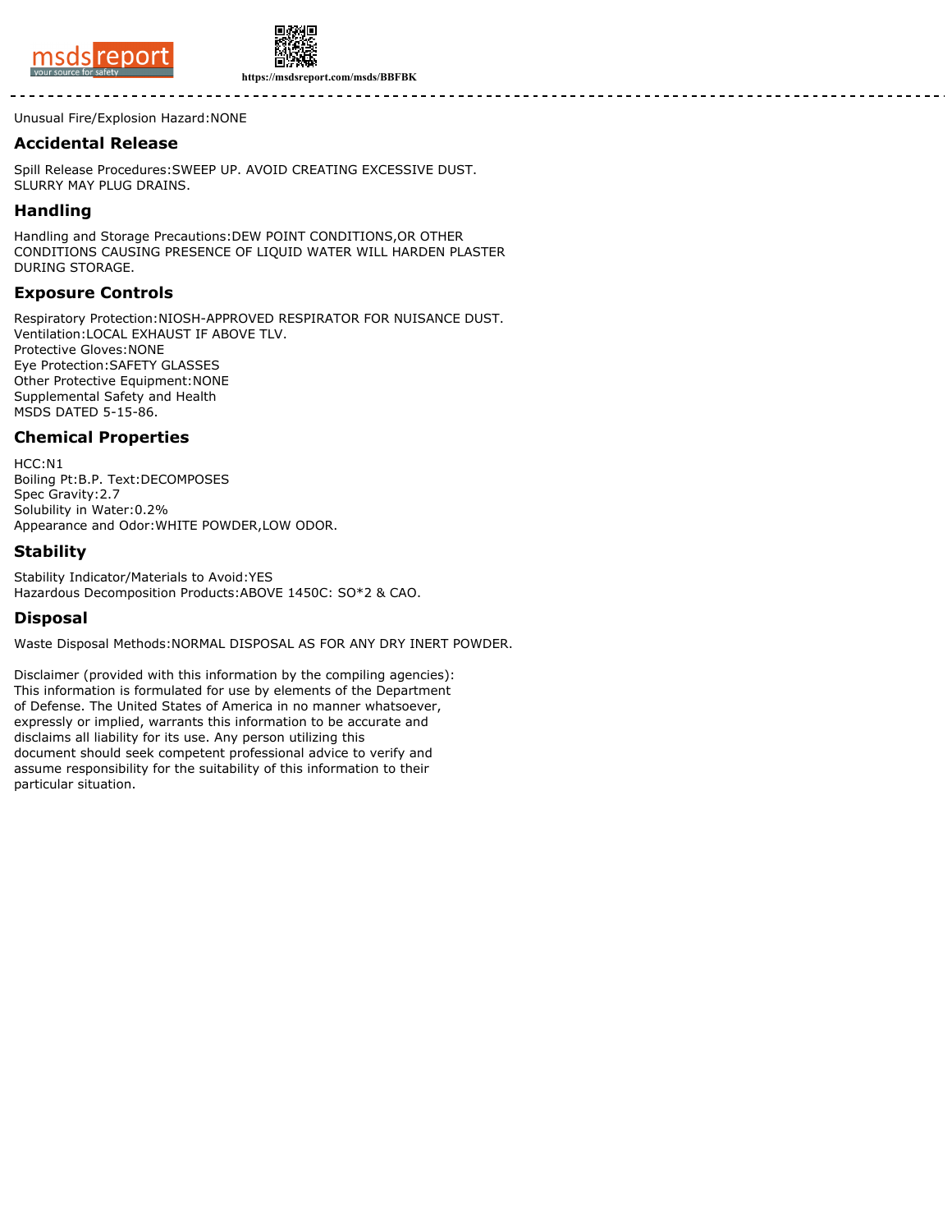Unusual Fire/Explosion Hazard:NONE

## Accidental Release

Spill Release Procedures:SWEEP UP. AVOID CREATING EXCESSIVE DUST. SLURRY MAY PLUG DRAINS.

## Handling

Handling and Storage Precautions:DEW POINT CONDITIONS,OR OTHER CONDITIONS CAUSING PRESENCE OF LIQUID WATER WILL HARDEN PLASTER DURING STORAGE.

## Exposure Controls

Respiratory Protection:NIOSH-APPROVED RESPIRATOR FOR NUISANCE DUST.
Ventilation:LOCAL EXHAUST IF ABOVE TLV.
Protective Gloves:NONE
Eye Protection:SAFETY GLASSES
Other Protective Equipment:NONE
Supplemental Safety and Health
MSDS DATED 5-15-86.

## Chemical Properties

HCC:N1
Boiling Pt:B.P. Text:DECOMPOSES
Spec Gravity:2.7
Solubility in Water:0.2%
Appearance and Odor:WHITE POWDER,LOW ODOR.

## Stability

Stability Indicator/Materials to Avoid:YES
Hazardous Decomposition Products:ABOVE 1450C: SO*2 & CAO.

## Disposal

Waste Disposal Methods:NORMAL DISPOSAL AS FOR ANY DRY INERT POWDER.

Disclaimer (provided with this information by the compiling agencies): This information is formulated for use by elements of the Department of Defense. The United States of America in no manner whatsoever, expressly or implied, warrants this information to be accurate and disclaims all liability for its use. Any person utilizing this document should seek competent professional advice to verify and assume responsibility for the suitability of this information to their particular situation.